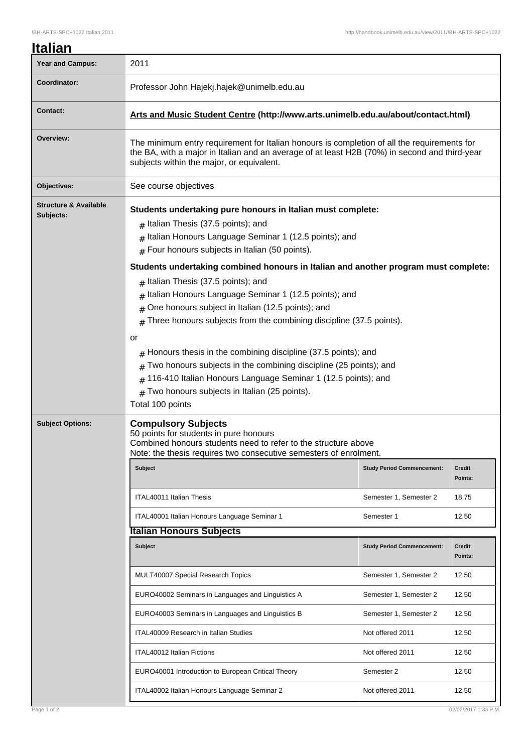# Italian

| | |
|---|---|
| **Year and Campus:** | 2011 |
| **Coordinator:** | Professor John Hajekj.hajek@unimelb.edu.au |
| **Contact:** | **Arts and Music Student Centre (http://www.arts.unimelb.edu.au/about/contact.html)** |
| **Overview:** | The minimum entry requirement for Italian honours is completion of all the requirements for the BA, with a major in Italian and an average of at least H2B (70%) in second and third-year subjects within the major, or equivalent. |
| **Objectives:** | See course objectives |

**Structure & Available Subjects:**

**Students undertaking pure honours in Italian must complete:**

- Italian Thesis (37.5 points); and
- Italian Honours Language Seminar 1 (12.5 points); and
- Four honours subjects in Italian (50 points).

**Students undertaking combined honours in Italian and another program must complete:**

- Italian Thesis (37.5 points); and
- Italian Honours Language Seminar 1 (12.5 points); and
- One honours subject in Italian (12.5 points); and
- Three honours subjects from the combining discipline (37.5 points).

or

- Honours thesis in the combining discipline (37.5 points); and
- Two honours subjects in the combining discipline (25 points); and
- 116-410 Italian Honours Language Seminar 1 (12.5 points); and
- Two honours subjects in Italian (25 points).

Total 100 points

**Subject Options:**

## Compulsory Subjects

50 points for students in pure honours
Combined honours students need to refer to the structure above
Note: the thesis requires two consecutive semesters of enrolment.

| Subject | Study Period Commencement: | Credit Points: |
|---|---|---|
| ITAL40011 Italian Thesis | Semester 1, Semester 2 | 18.75 |
| ITAL40001 Italian Honours Language Seminar 1 | Semester 1 | 12.50 |

## Italian Honours Subjects

| Subject | Study Period Commencement: | Credit Points: |
|---|---|---|
| MULT40007 Special Research Topics | Semester 1, Semester 2 | 12.50 |
| EURO40002 Seminars in Languages and Linguistics A | Semester 1, Semester 2 | 12.50 |
| EURO40003 Seminars in Languages and Linguistics B | Semester 1, Semester 2 | 12.50 |
| ITAL40009 Research in Italian Studies | Not offered 2011 | 12.50 |
| ITAL40012 Italian Fictions | Not offered 2011 | 12.50 |
| EURO40001 Introduction to European Critical Theory | Semester 2 | 12.50 |
| ITAL40002 Italian Honours Language Seminar 2 | Not offered 2011 | 12.50 |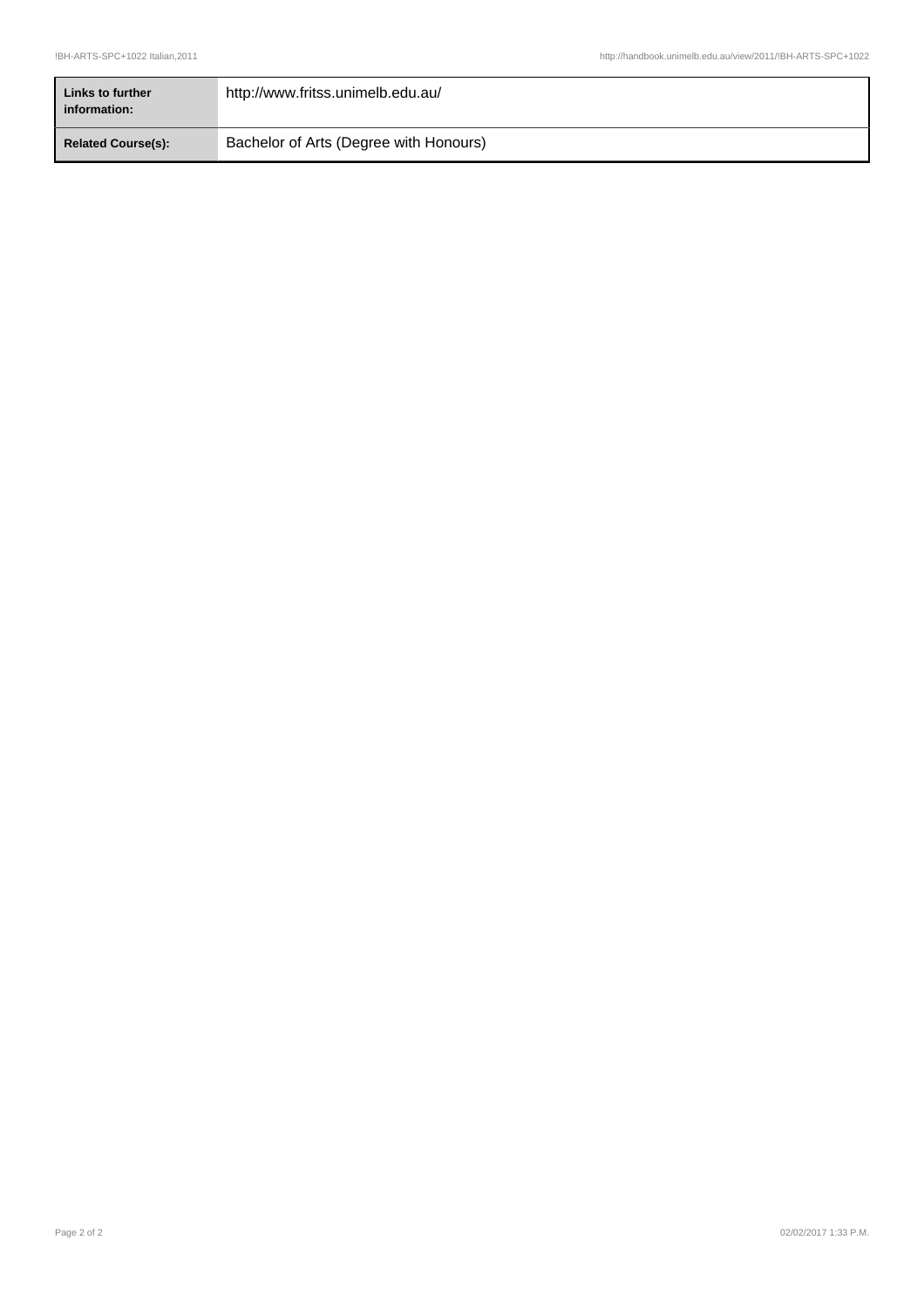| | |
|---|---|
| **Links to further information:** | http://www.fritss.unimelb.edu.au/ |
| **Related Course(s):** | Bachelor of Arts (Degree with Honours) |